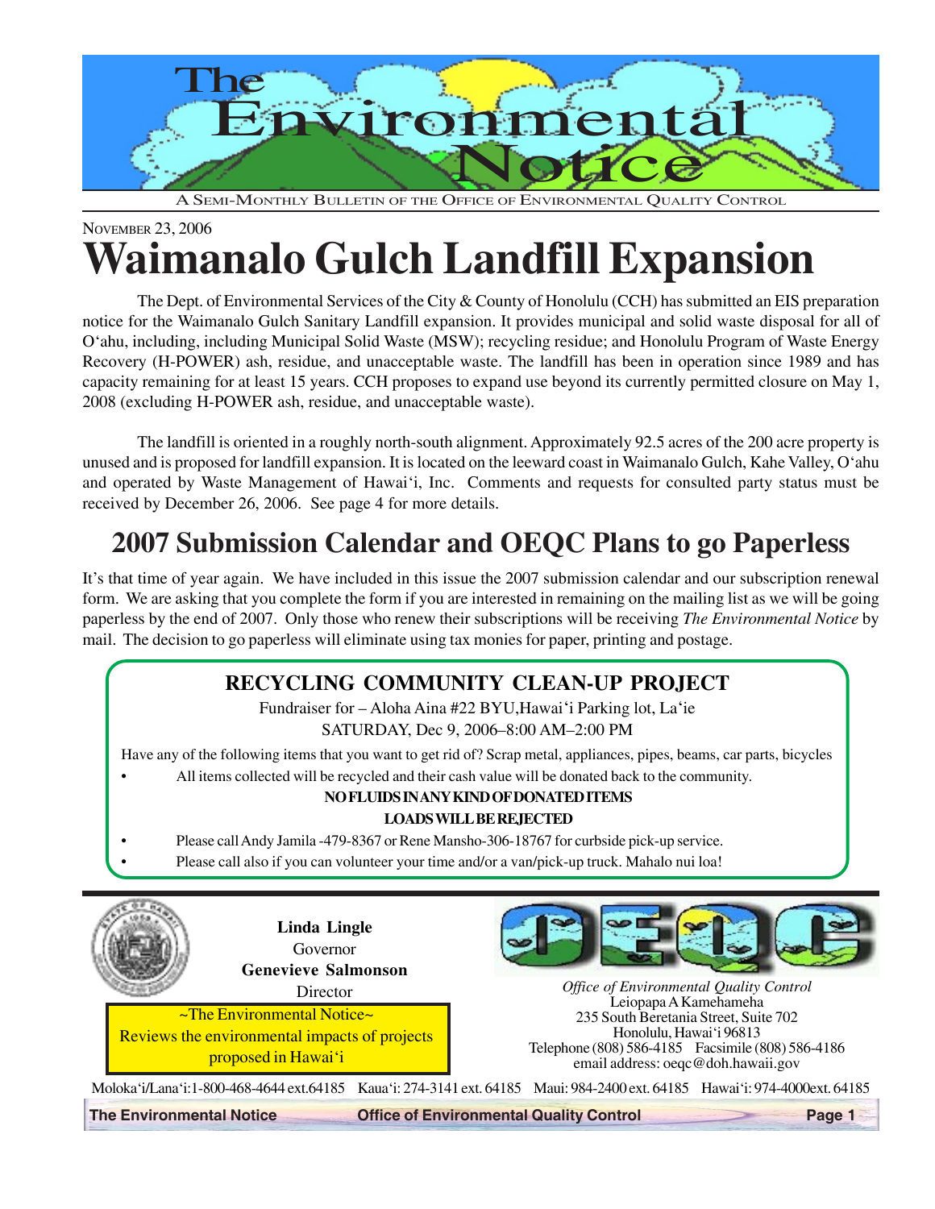# The Environmental Notice

A SEMI-MONTHLY BULLETIN OF THE OFFICE OF ENVIRONMENTAL QUALITY CONTROL

NOVEMBER 23, 2006

# Waimanalo Gulch Landfill Expansion

The Dept. of Environmental Services of the City & County of Honolulu (CCH) has submitted an EIS preparation notice for the Waimanalo Gulch Sanitary Landfill expansion. It provides municipal and solid waste disposal for all of O'ahu, including, including Municipal Solid Waste (MSW); recycling residue; and Honolulu Program of Waste Energy Recovery (H-POWER) ash, residue, and unacceptable waste. The landfill has been in operation since 1989 and has capacity remaining for at least 15 years. CCH proposes to expand use beyond its currently permitted closure on May 1, 2008 (excluding H-POWER ash, residue, and unacceptable waste).

The landfill is oriented in a roughly north-south alignment. Approximately 92.5 acres of the 200 acre property is unused and is proposed for landfill expansion. It is located on the leeward coast in Waimanalo Gulch, Kahe Valley, O'ahu and operated by Waste Management of Hawai'i, Inc. Comments and requests for consulted party status must be received by December 26, 2006. See page 4 for more details.

## 2007 Submission Calendar and OEQC Plans to go Paperless

It's that time of year again. We have included in this issue the 2007 submission calendar and our subscription renewal form. We are asking that you complete the form if you are interested in remaining on the mailing list as we will be going paperless by the end of 2007. Only those who renew their subscriptions will be receiving *The Environmental Notice* by mail. The decision to go paperless will eliminate using tax monies for paper, printing and postage.

### RECYCLING COMMUNITY CLEAN-UP PROJECT

Fundraiser for – Aloha Aina #22 BYU,Hawai'i Parking lot, La'ie

SATURDAY, Dec 9, 2006–8:00 AM–2:00 PM

Have any of the following items that you want to get rid of? Scrap metal, appliances, pipes, beams, car parts, bicycles

- All items collected will be recycled and their cash value will be donated back to the community.

**NO FLUIDS IN ANY KIND OF DONATED ITEMS**

**LOADS WILL BE REJECTED**

- Please call Andy Jamila -479-8367 or Rene Mansho-306-18767 for curbside pick-up service.
- Please call also if you can volunteer your time and/or a van/pick-up truck. Mahalo nui loa!

**Linda Lingle**
Governor

**Genevieve Salmonson**
Director

~The Environmental Notice~
Reviews the environmental impacts of projects proposed in Hawai'i

*Office of Environmental Quality Control*
Leiopapa A Kamehameha
235 South Beretania Street, Suite 702
Honolulu, Hawai'i 96813
Telephone (808) 586-4185 Facsimile (808) 586-4186
email address: oeqc@doh.hawaii.gov

Moloka'i/Lana'i: 1-800-468-4644 ext.64185 Kaua'i: 274-3141 ext. 64185 Maui: 984-2400 ext. 64185 Hawai'i: 974-4000ext. 64185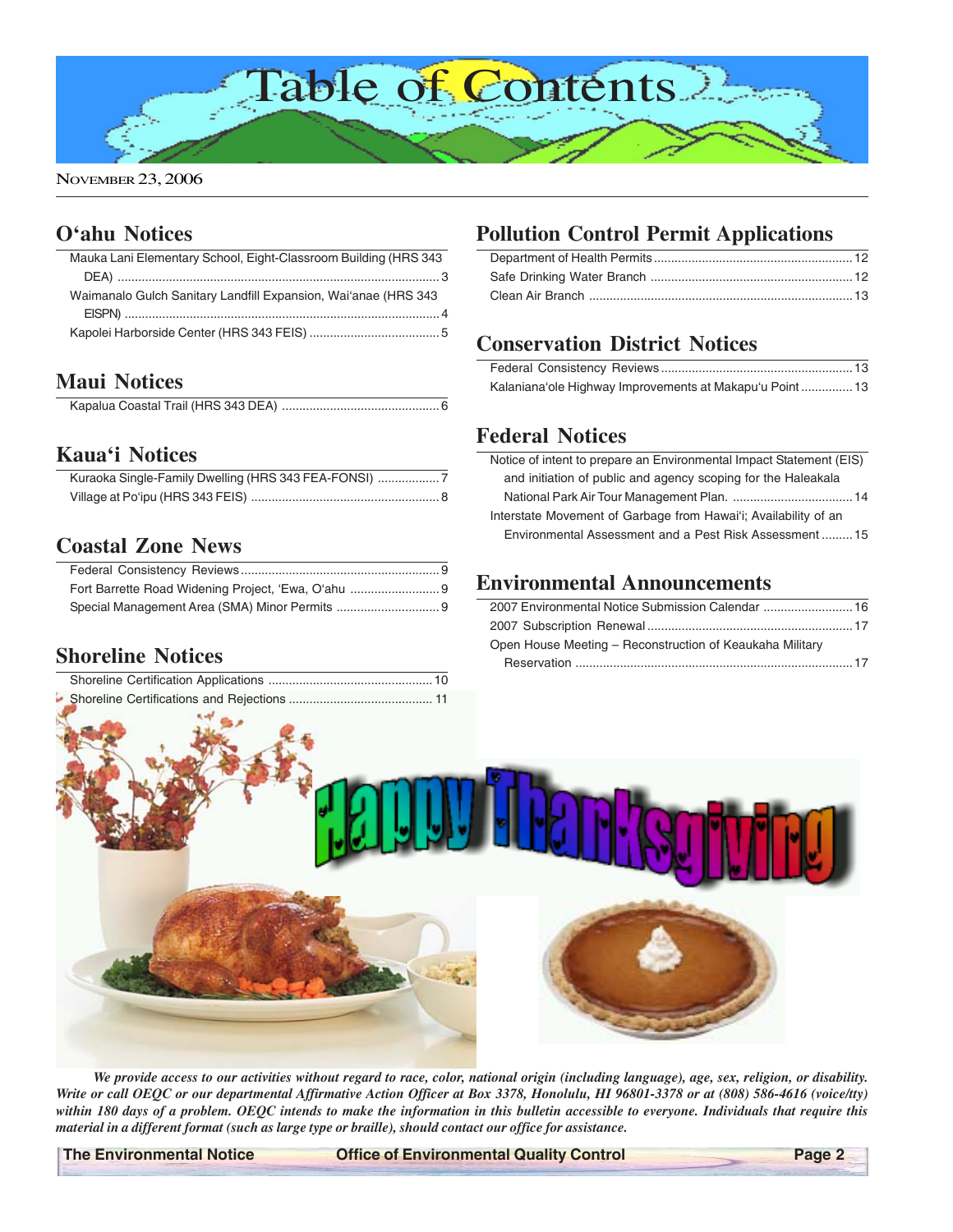# Table of Contents

NOVEMBER 23, 2006

## O'ahu Notices

- Mauka Lani Elementary School, Eight-Classroom Building (HRS 343 DEA) .......... 3
- Waimanalo Gulch Sanitary Landfill Expansion, Wai'anae (HRS 343 EISPN) .......... 4
- Kapolei Harborside Center (HRS 343 FEIS) .......... 5

## Maui Notices

- Kapalua Coastal Trail (HRS 343 DEA) .......... 6

## Kaua'i Notices

- Kuraoka Single-Family Dwelling (HRS 343 FEA-FONSI) .......... 7
- Village at Po'ipu (HRS 343 FEIS) .......... 8

## Coastal Zone News

- Federal Consistency Reviews .......... 9
- Fort Barrette Road Widening Project, 'Ewa, O'ahu .......... 9
- Special Management Area (SMA) Minor Permits .......... 9

## Shoreline Notices

- Shoreline Certification Applications .......... 10
- Shoreline Certifications and Rejections .......... 11

## Pollution Control Permit Applications

- Department of Health Permits .......... 12
- Safe Drinking Water Branch .......... 12
- Clean Air Branch .......... 13

## Conservation District Notices

- Federal Consistency Reviews .......... 13
- Kalaniana'ole Highway Improvements at Makapu'u Point .......... 13

## Federal Notices

- Notice of intent to prepare an Environmental Impact Statement (EIS) and initiation of public and agency scoping for the Haleakala National Park Air Tour Management Plan. .......... 14
- Interstate Movement of Garbage from Hawai'i; Availability of an Environmental Assessment and a Pest Risk Assessment .......... 15

## Environmental Announcements

- 2007 Environmental Notice Submission Calendar .......... 16
- 2007 Subscription Renewal .......... 17
- Open House Meeting – Reconstruction of Keaukaha Military Reservation .......... 17

***We provide access to our activities without regard to race, color, national origin (including language), age, sex, religion, or disability. Write or call OEQC or our departmental Affirmative Action Officer at Box 3378, Honolulu, HI 96801-3378 or at (808) 586-4616 (voice/tty) within 180 days of a problem. OEQC intends to make the information in this bulletin accessible to everyone. Individuals that require this material in a different format (such as large type or braille), should contact our office for assistance.***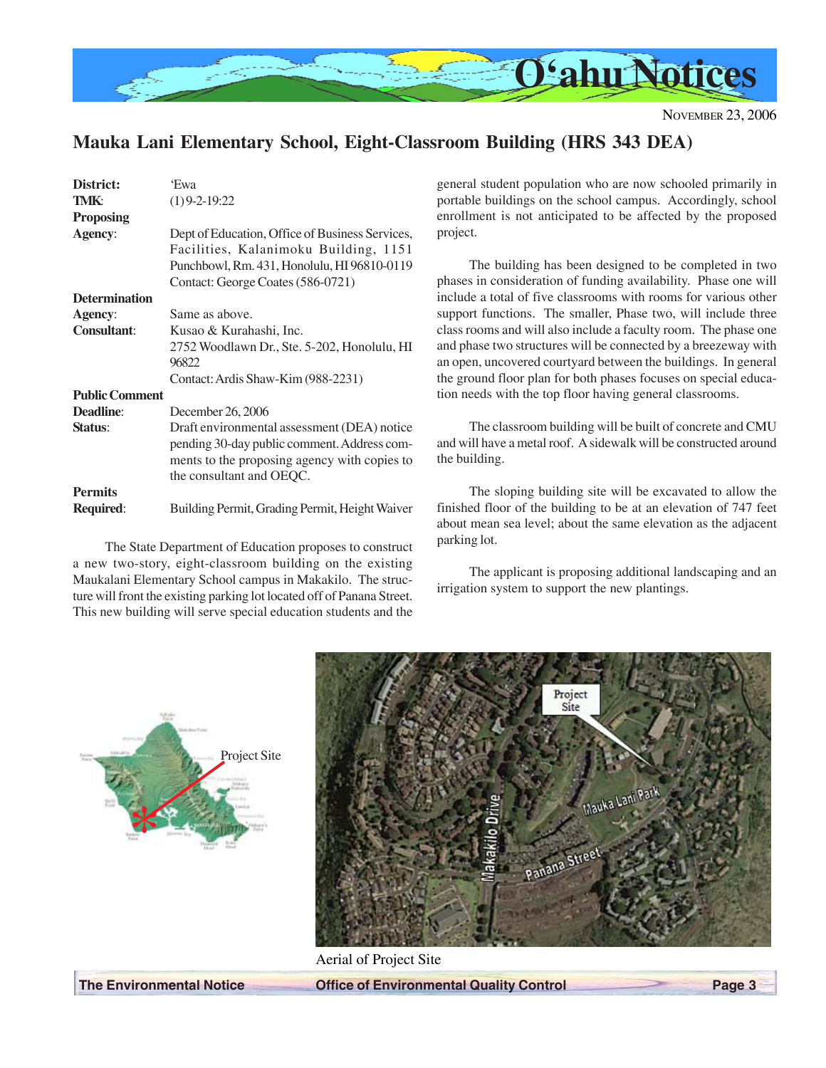## Mauka Lani Elementary School, Eight-Classroom Building (HRS 343 DEA)

**District:** ʻEwa
**TMK:** (1) 9-2-19:22
**Proposing Agency:** Dept of Education, Office of Business Services, Facilities, Kalanimoku Building, 1151 Punchbowl, Rm. 431, Honolulu, HI 96810-0119
Contact: George Coates (586-0721)
**Determination Agency:** Same as above.
**Consultant:** Kusao & Kurahashi, Inc.
2752 Woodlawn Dr., Ste. 5-202, Honolulu, HI 96822
Contact: Ardis Shaw-Kim (988-2231)
**Public Comment Deadline:** December 26, 2006
**Status:** Draft environmental assessment (DEA) notice pending 30-day public comment. Address comments to the proposing agency with copies to the consultant and OEQC.
**Permits Required:** Building Permit, Grading Permit, Height Waiver

The State Department of Education proposes to construct a new two-story, eight-classroom building on the existing Maukalani Elementary School campus in Makakilo. The structure will front the existing parking lot located off of Panana Street. This new building will serve special education students and the general student population who are now schooled primarily in portable buildings on the school campus. Accordingly, school enrollment is not anticipated to be affected by the proposed project.

The building has been designed to be completed in two phases in consideration of funding availability. Phase one will include a total of five classrooms with rooms for various other support functions. The smaller, Phase two, will include three class rooms and will also include a faculty room. The phase one and phase two structures will be connected by a breezeway with an open, uncovered courtyard between the buildings. In general the ground floor plan for both phases focuses on special education needs with the top floor having general classrooms.

The classroom building will be built of concrete and CMU and will have a metal roof. A sidewalk will be constructed around the building.

The sloping building site will be excavated to allow the finished floor of the building to be at an elevation of 747 feet about mean sea level; about the same elevation as the adjacent parking lot.

The applicant is proposing additional landscaping and an irrigation system to support the new plantings.

Project Site

Aerial of Project Site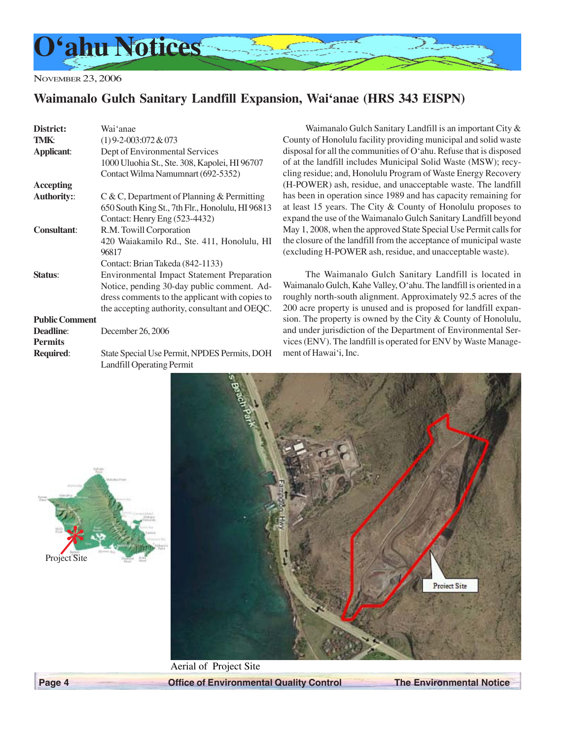# O'ahu Notices

NOVEMBER 23, 2006

## Waimanalo Gulch Sanitary Landfill Expansion, Wai'anae (HRS 343 EISPN)

**District:** Wai'anae
**TMK:** (1) 9-2-003:072 & 073
**Applicant:** Dept of Environmental Services
1000 Uluohia St., Ste. 308, Kapolei, HI 96707
Contact Wilma Namumnart (692-5352)
**Accepting Authority::** C & C, Department of Planning & Permitting
650 South King St., 7th Flr., Honolulu, HI 96813
Contact: Henry Eng (523-4432)
**Consultant:** R.M. Towill Corporation
420 Waiakamilo Rd., Ste. 411, Honolulu, HI 96817
Contact: Brian Takeda (842-1133)
**Status:** Environmental Impact Statement Preparation Notice, pending 30-day public comment. Address comments to the applicant with copies to the accepting authority, consultant and OEQC.
**Public Comment Deadline:** December 26, 2006
**Permits Required:** State Special Use Permit, NPDES Permits, DOH Landfill Operating Permit

Waimanalo Gulch Sanitary Landfill is an important City & County of Honolulu facility providing municipal and solid waste disposal for all the communities of O'ahu. Refuse that is disposed of at the landfill includes Municipal Solid Waste (MSW); recycling residue; and, Honolulu Program of Waste Energy Recovery (H-POWER) ash, residue, and unacceptable waste. The landfill has been in operation since 1989 and has capacity remaining for at least 15 years. The City & County of Honolulu proposes to expand the use of the Waimanalo Gulch Sanitary Landfill beyond May 1, 2008, when the approved State Special Use Permit calls for the closure of the landfill from the acceptance of municipal waste (excluding H-POWER ash, residue, and unacceptable waste).

The Waimanalo Gulch Sanitary Landfill is located in Waimanalo Gulch, Kahe Valley, O'ahu. The landfill is oriented in a roughly north-south alignment. Approximately 92.5 acres of the 200 acre property is unused and is proposed for landfill expansion. The property is owned by the City & County of Honolulu, and under jurisdiction of the Department of Environmental Services (ENV). The landfill is operated for ENV by Waste Management of Hawai'i, Inc.

Project Site

Aerial of Project Site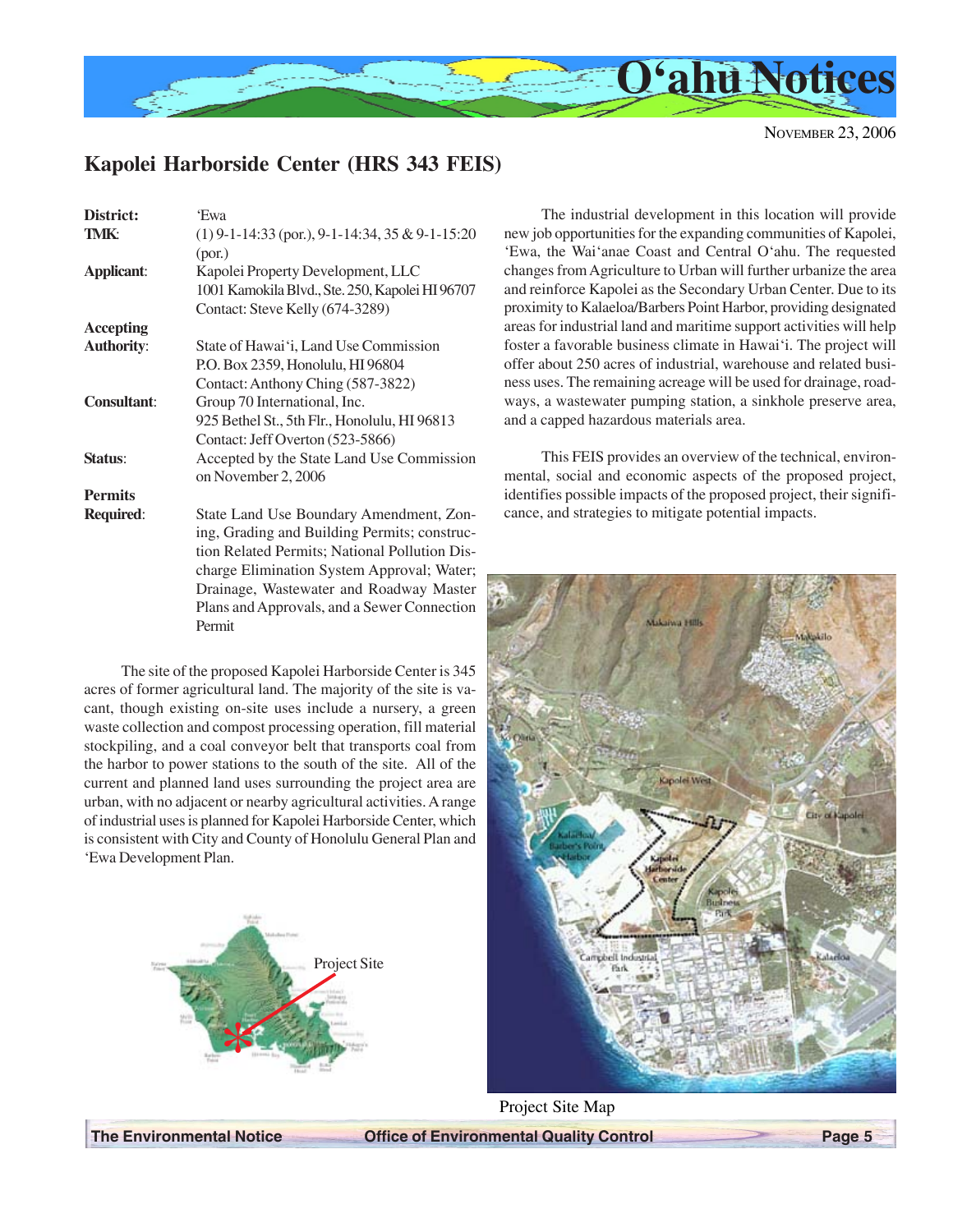## Kapolei Harborside Center (HRS 343 FEIS)

| | |
|---|---|
| **District:** | ʻEwa |
| **TMK**: | (1) 9-1-14:33 (por.), 9-1-14:34, 35 & 9-1-15:20 (por.) |
| **Applicant**: | Kapolei Property Development, LLC<br>1001 Kamokila Blvd., Ste. 250, Kapolei HI 96707<br>Contact: Steve Kelly (674-3289) |
| **Accepting Authority**: | State of Hawaiʻi, Land Use Commission<br>P.O. Box 2359, Honolulu, HI 96804<br>Contact: Anthony Ching (587-3822) |
| **Consultant**: | Group 70 International, Inc.<br>925 Bethel St., 5th Flr., Honolulu, HI 96813<br>Contact: Jeff Overton (523-5866) |
| **Status**: | Accepted by the State Land Use Commission on November 2, 2006 |
| **Permits Required**: | State Land Use Boundary Amendment, Zoning, Grading and Building Permits; construction Related Permits; National Pollution Discharge Elimination System Approval; Water; Drainage, Wastewater and Roadway Master Plans and Approvals, and a Sewer Connection Permit |

The site of the proposed Kapolei Harborside Center is 345 acres of former agricultural land. The majority of the site is vacant, though existing on-site uses include a nursery, a green waste collection and compost processing operation, fill material stockpiling, and a coal conveyor belt that transports coal from the harbor to power stations to the south of the site. All of the current and planned land uses surrounding the project area are urban, with no adjacent or nearby agricultural activities. A range of industrial uses is planned for Kapolei Harborside Center, which is consistent with City and County of Honolulu General Plan and ʻEwa Development Plan.

Project Site

The industrial development in this location will provide new job opportunities for the expanding communities of Kapolei, ʻEwa, the Waiʻanae Coast and Central Oʻahu. The requested changes from Agriculture to Urban will further urbanize the area and reinforce Kapolei as the Secondary Urban Center. Due to its proximity to Kalaeloa/Barbers Point Harbor, providing designated areas for industrial land and maritime support activities will help foster a favorable business climate in Hawaiʻi. The project will offer about 250 acres of industrial, warehouse and related business uses. The remaining acreage will be used for drainage, roadways, a wastewater pumping station, a sinkhole preserve area, and a capped hazardous materials area.

This FEIS provides an overview of the technical, environmental, social and economic aspects of the proposed project, identifies possible impacts of the proposed project, their significance, and strategies to mitigate potential impacts.

Project Site Map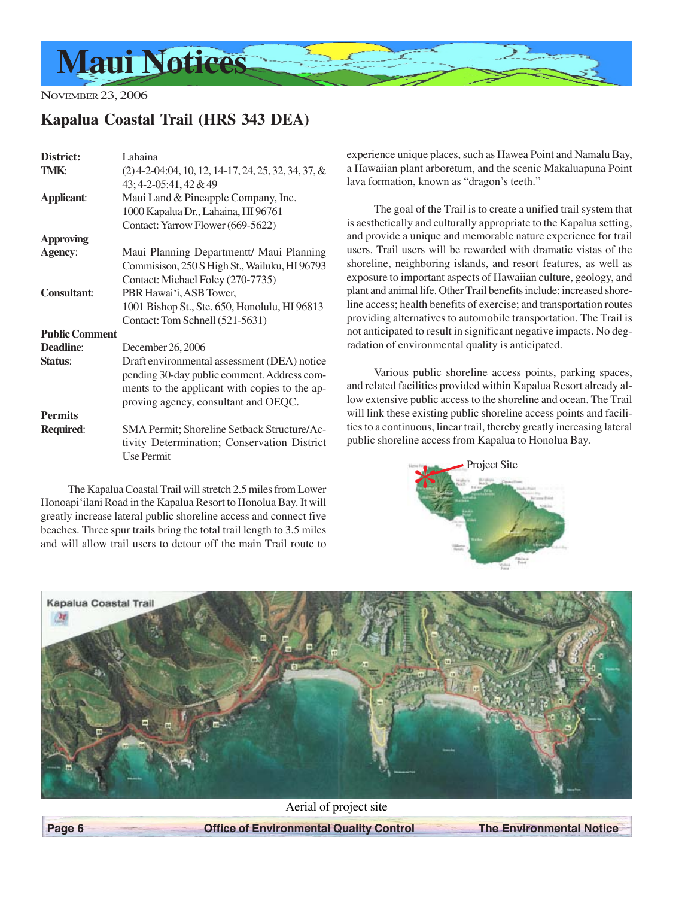# Maui Notices

NOVEMBER 23, 2006

## Kapalua Coastal Trail (HRS 343 DEA)

| | |
|---|---|
| **District:** | Lahaina |
| **TMK:** | (2) 4-2-04:04, 10, 12, 14-17, 24, 25, 32, 34, 37, & 43; 4-2-05:41, 42 & 49 |
| **Applicant:** | Maui Land & Pineapple Company, Inc. 1000 Kapalua Dr., Lahaina, HI 96761 Contact: Yarrow Flower (669-5622) |
| **Approving Agency:** | Maui Planning Departmentt/ Maui Planning Commisison, 250 S High St., Wailuku, HI 96793 Contact: Michael Foley (270-7735) |
| **Consultant:** | PBR Hawai'i, ASB Tower, 1001 Bishop St., Ste. 650, Honolulu, HI 96813 Contact: Tom Schnell (521-5631) |
| **Public Comment Deadline:** | December 26, 2006 |
| **Status:** | Draft environmental assessment (DEA) notice pending 30-day public comment. Address comments to the applicant with copies to the approving agency, consultant and OEQC. |
| **Permits Required:** | SMA Permit; Shoreline Setback Structure/Activity Determination; Conservation District Use Permit |

The Kapalua Coastal Trail will stretch 2.5 miles from Lower Honoapi'ilani Road in the Kapalua Resort to Honolua Bay. It will greatly increase lateral public shoreline access and connect five beaches. Three spur trails bring the total trail length to 3.5 miles and will allow trail users to detour off the main Trail route to experience unique places, such as Hawea Point and Namalu Bay, a Hawaiian plant arboretum, and the scenic Makaluapuna Point lava formation, known as "dragon's teeth."

The goal of the Trail is to create a unified trail system that is aesthetically and culturally appropriate to the Kapalua setting, and provide a unique and memorable nature experience for trail users. Trail users will be rewarded with dramatic vistas of the shoreline, neighboring islands, and resort features, as well as exposure to important aspects of Hawaiian culture, geology, and plant and animal life. Other Trail benefits include: increased shoreline access; health benefits of exercise; and transportation routes providing alternatives to automobile transportation. The Trail is not anticipated to result in significant negative impacts. No degradation of environmental quality is anticipated.

Various public shoreline access points, parking spaces, and related facilities provided within Kapalua Resort already allow extensive public access to the shoreline and ocean. The Trail will link these existing public shoreline access points and facilities to a continuous, linear trail, thereby greatly increasing lateral public shoreline access from Kapalua to Honolua Bay.

Project Site

Aerial of project site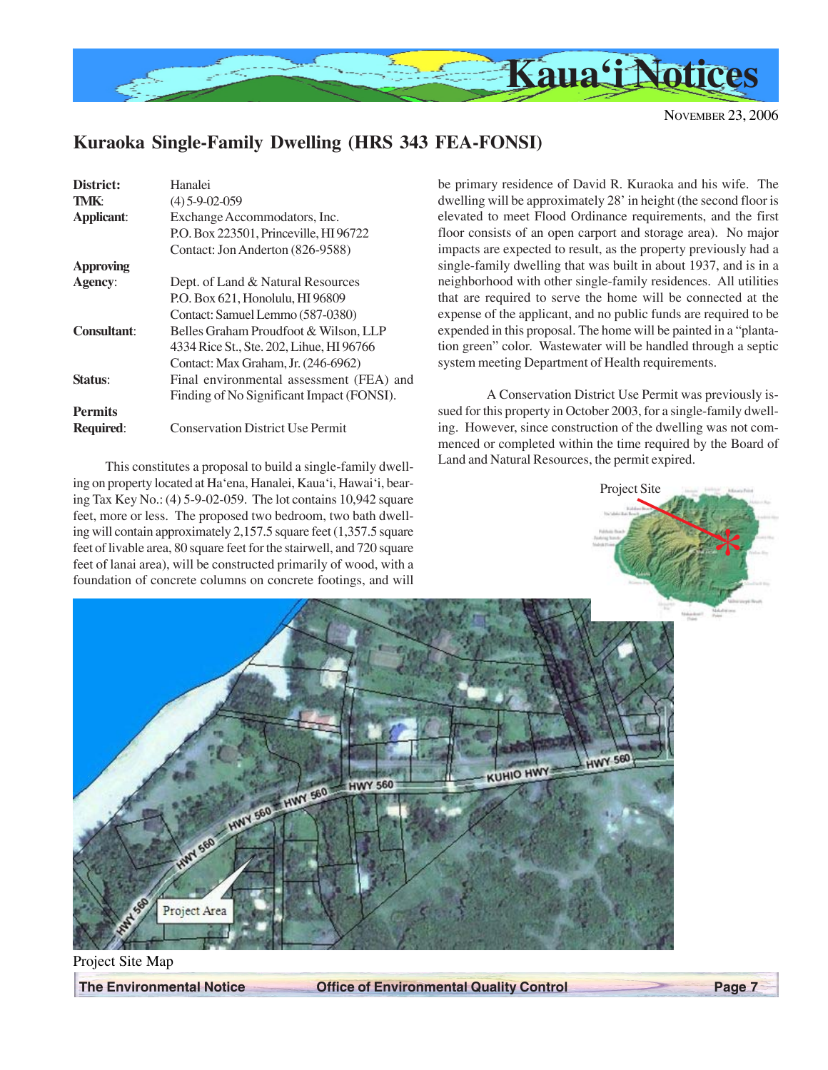## Kuraoka Single-Family Dwelling (HRS 343 FEA-FONSI)

**District:** Hanalei
**TMK:** (4) 5-9-02-059
**Applicant:** Exchange Accommodators, Inc.
P.O. Box 223501, Princeville, HI 96722
Contact: Jon Anderton (826-9588)

**Approving Agency:** Dept. of Land & Natural Resources
P.O. Box 621, Honolulu, HI 96809
Contact: Samuel Lemmo (587-0380)

**Consultant:** Belles Graham Proudfoot & Wilson, LLP
4334 Rice St., Ste. 202, Lihue, HI 96766
Contact: Max Graham, Jr. (246-6962)

**Status:** Final environmental assessment (FEA) and Finding of No Significant Impact (FONSI).

**Permits Required:** Conservation District Use Permit

This constitutes a proposal to build a single-family dwelling on property located at Ha‘ena, Hanalei, Kaua‘i, Hawai‘i, bearing Tax Key No.: (4) 5-9-02-059. The lot contains 10,942 square feet, more or less. The proposed two bedroom, two bath dwelling will contain approximately 2,157.5 square feet (1,357.5 square feet of livable area, 80 square feet for the stairwell, and 720 square feet of lanai area), will be constructed primarily of wood, with a foundation of concrete columns on concrete footings, and will be primary residence of David R. Kuraoka and his wife. The dwelling will be approximately 28' in height (the second floor is elevated to meet Flood Ordinance requirements, and the first floor consists of an open carport and storage area). No major impacts are expected to result, as the property previously had a single-family dwelling that was built in about 1937, and is in a neighborhood with other single-family residences. All utilities that are required to serve the home will be connected at the expense of the applicant, and no public funds are required to be expended in this proposal. The home will be painted in a "plantation green" color. Wastewater will be handled through a septic system meeting Department of Health requirements.

A Conservation District Use Permit was previously issued for this property in October 2003, for a single-family dwelling. However, since construction of the dwelling was not commenced or completed within the time required by the Board of Land and Natural Resources, the permit expired.

Project Site Map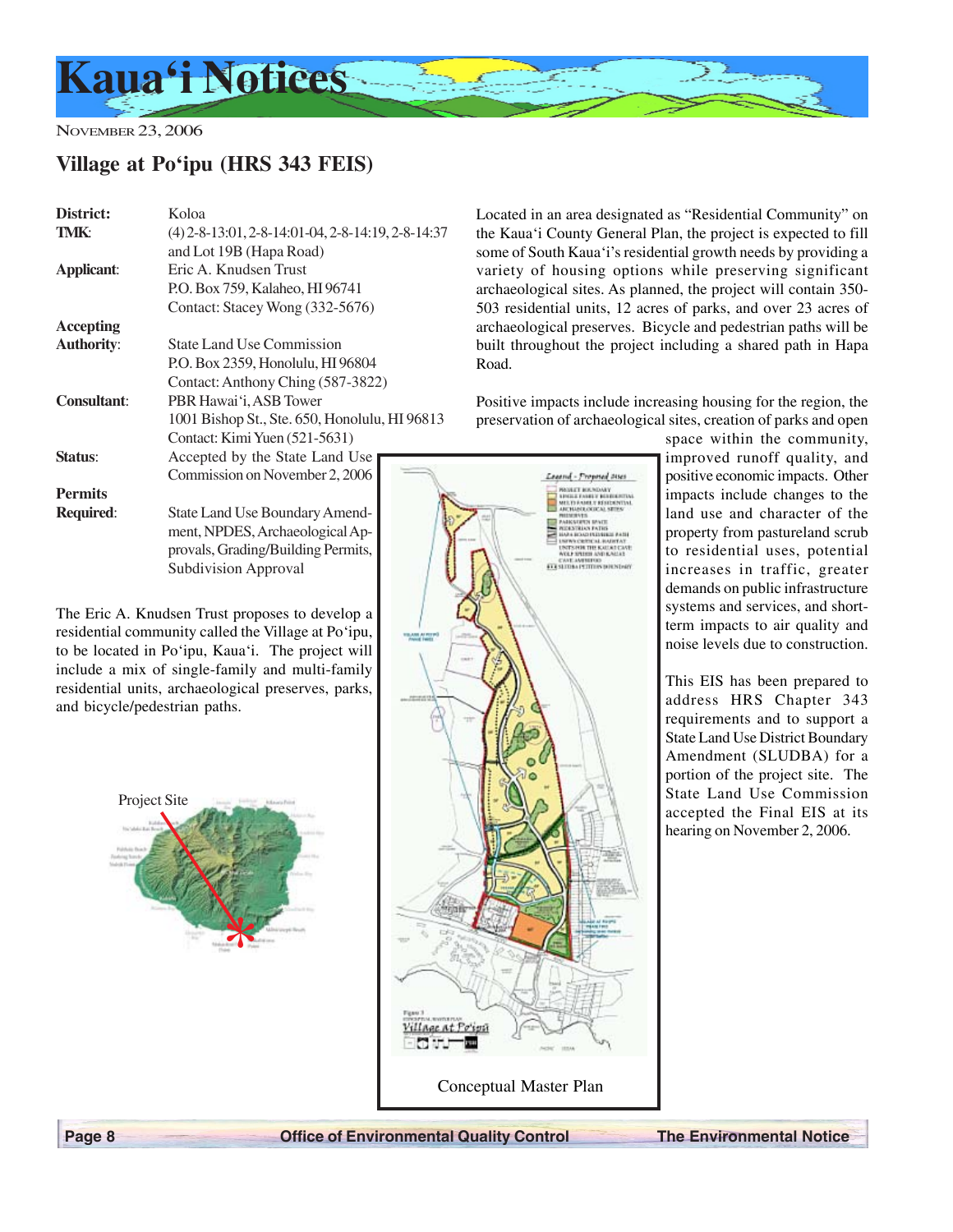# Kaua'i Notices

NOVEMBER 23, 2006

## Village at Po'ipu (HRS 343 FEIS)

**District:** Koloa
**TMK:** (4) 2-8-13:01, 2-8-14:01-04, 2-8-14:19, 2-8-14:37 and Lot 19B (Hapa Road)
**Applicant:** Eric A. Knudsen Trust
P.O. Box 759, Kalaheo, HI 96741
Contact: Stacey Wong (332-5676)
**Accepting Authority:** State Land Use Commission
P.O. Box 2359, Honolulu, HI 96804
Contact: Anthony Ching (587-3822)
**Consultant:** PBR Hawai'i, ASB Tower
1001 Bishop St., Ste. 650, Honolulu, HI 96813
Contact: Kimi Yuen (521-5631)
**Status:** Accepted by the State Land Use Commission on November 2, 2006
**Permits Required:** State Land Use Boundary Amendment, NPDES, Archaeological Approvals, Grading/Building Permits, Subdivision Approval

The Eric A. Knudsen Trust proposes to develop a residential community called the Village at Po'ipu, to be located in Po'ipu, Kaua'i. The project will include a mix of single-family and multi-family residential units, archaeological preserves, parks, and bicycle/pedestrian paths.

Project Site

Located in an area designated as "Residential Community" on the Kaua'i County General Plan, the project is expected to fill some of South Kaua'i's residential growth needs by providing a variety of housing options while preserving significant archaeological sites. As planned, the project will contain 350-503 residential units, 12 acres of parks, and over 23 acres of archaeological preserves. Bicycle and pedestrian paths will be built throughout the project including a shared path in Hapa Road.

Positive impacts include increasing housing for the region, the preservation of archaeological sites, creation of parks and open space within the community, improved runoff quality, and positive economic impacts. Other impacts include changes to the land use and character of the property from pastureland scrub to residential uses, potential increases in traffic, greater demands on public infrastructure systems and services, and short-term impacts to air quality and noise levels due to construction.

This EIS has been prepared to address HRS Chapter 343 requirements and to support a State Land Use District Boundary Amendment (SLUDBA) for a portion of the project site. The State Land Use Commission accepted the Final EIS at its hearing on November 2, 2006.

Conceptual Master Plan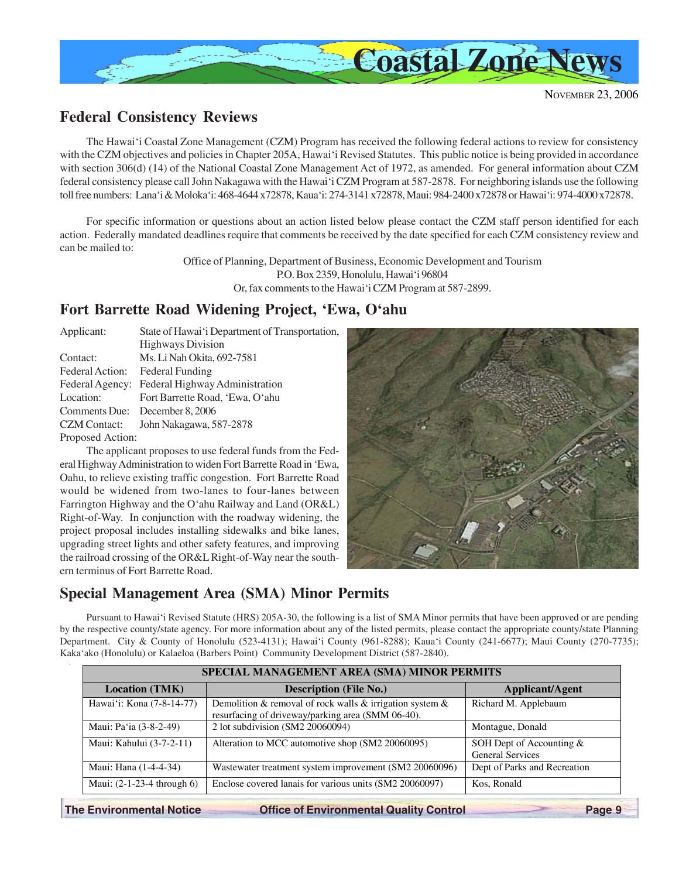# Coastal Zone News

NOVEMBER 23, 2006

## Federal Consistency Reviews

The Hawai'i Coastal Zone Management (CZM) Program has received the following federal actions to review for consistency with the CZM objectives and policies in Chapter 205A, Hawai'i Revised Statutes. This public notice is being provided in accordance with section 306(d) (14) of the National Coastal Zone Management Act of 1972, as amended. For general information about CZM federal consistency please call John Nakagawa with the Hawai'i CZM Program at 587-2878. For neighboring islands use the following toll free numbers: Lana'i & Moloka'i: 468-4644 x72878, Kaua'i: 274-3141 x72878, Maui: 984-2400 x72878 or Hawai'i: 974-4000 x72878.

For specific information or questions about an action listed below please contact the CZM staff person identified for each action. Federally mandated deadlines require that comments be received by the date specified for each CZM consistency review and can be mailed to:

Office of Planning, Department of Business, Economic Development and Tourism
P.O. Box 2359, Honolulu, Hawai'i 96804
Or, fax comments to the Hawai'i CZM Program at 587-2899.

## Fort Barrette Road Widening Project, 'Ewa, O'ahu

Applicant: State of Hawai'i Department of Transportation, Highways Division
Contact: Ms. Li Nah Okita, 692-7581
Federal Action: Federal Funding
Federal Agency: Federal Highway Administration
Location: Fort Barrette Road, 'Ewa, O'ahu
Comments Due: December 8, 2006
CZM Contact: John Nakagawa, 587-2878
Proposed Action:

The applicant proposes to use federal funds from the Federal Highway Administration to widen Fort Barrette Road in 'Ewa, Oahu, to relieve existing traffic congestion. Fort Barrette Road would be widened from two-lanes to four-lanes between Farrington Highway and the O'ahu Railway and Land (OR&L) Right-of-Way. In conjunction with the roadway widening, the project proposal includes installing sidewalks and bike lanes, upgrading street lights and other safety features, and improving the railroad crossing of the OR&L Right-of-Way near the southern terminus of Fort Barrette Road.

## Special Management Area (SMA) Minor Permits

Pursuant to Hawai'i Revised Statute (HRS) 205A-30, the following is a list of SMA Minor permits that have been approved or are pending by the respective county/state agency. For more information about any of the listed permits, please contact the appropriate county/state Planning Department. City & County of Honolulu (523-4131); Hawai'i County (961-8288); Kaua'i County (241-6677); Maui County (270-7735); Kaka'ako (Honolulu) or Kalaeloa (Barbers Point) Community Development District (587-2840).

| SPECIAL MANAGEMENT AREA (SMA) MINOR PERMITS | | |
|---|---|---|
| **Location (TMK)** | **Description (File No.)** | **Applicant/Agent** |
| Hawai'i: Kona (7-8-14-77) | Demolition & removal of rock walls & irrigation system & resurfacing of driveway/parking area (SMM 06-40). | Richard M. Applebaum |
| Maui: Pa'ia (3-8-2-49) | 2 lot subdivision (SM2 20060094) | Montague, Donald |
| Maui: Kahului (3-7-2-11) | Alteration to MCC automotive shop (SM2 20060095) | SOH Dept of Accounting & General Services |
| Maui: Hana (1-4-4-34) | Wastewater treatment system improvement (SM2 20060096) | Dept of Parks and Recreation |
| Maui: (2-1-23-4 through 6) | Enclose covered lanais for various units (SM2 20060097) | Kos, Ronald |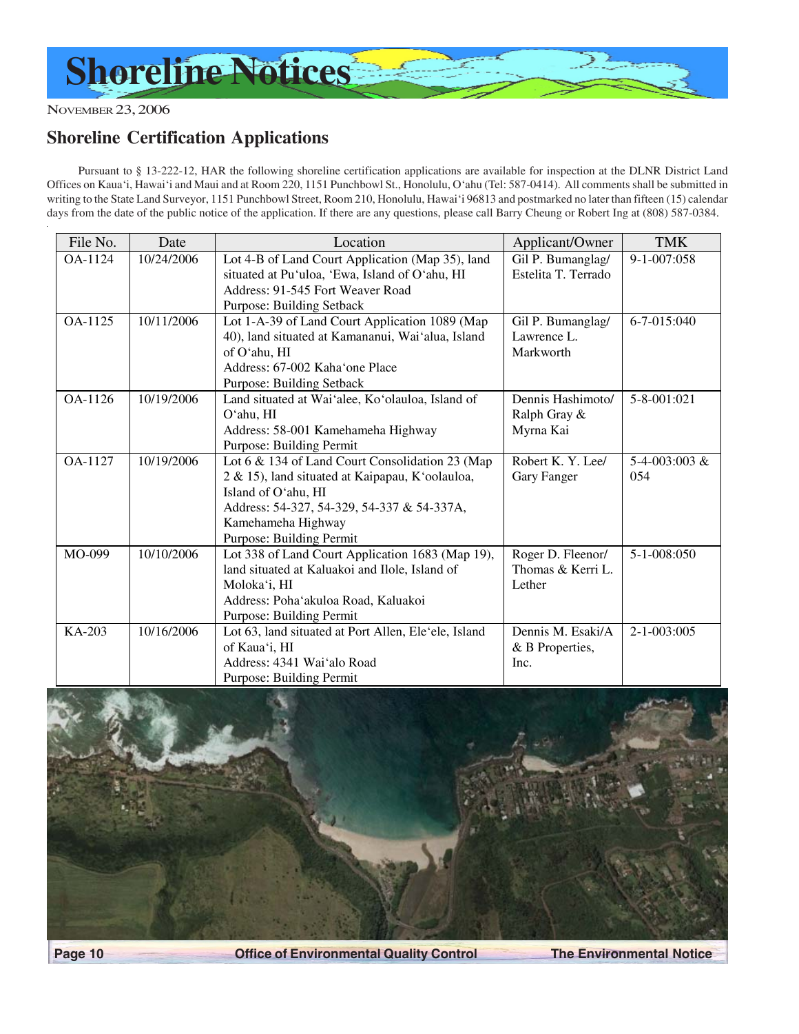# Shoreline Notices

NOVEMBER 23, 2006

## Shoreline Certification Applications

Pursuant to § 13-222-12, HAR the following shoreline certification applications are available for inspection at the DLNR District Land Offices on Kaua'i, Hawai'i and Maui and at Room 220, 1151 Punchbowl St., Honolulu, O'ahu (Tel: 587-0414). All comments shall be submitted in writing to the State Land Surveyor, 1151 Punchbowl Street, Room 210, Honolulu, Hawai'i 96813 and postmarked no later than fifteen (15) calendar days from the date of the public notice of the application. If there are any questions, please call Barry Cheung or Robert Ing at (808) 587-0384.

| File No. | Date | Location | Applicant/Owner | TMK |
|---|---|---|---|---|
| OA-1124 | 10/24/2006 | Lot 4-B of Land Court Application (Map 35), land situated at Pu'uloa, 'Ewa, Island of O'ahu, HI<br>Address: 91-545 Fort Weaver Road<br>Purpose: Building Setback | Gil P. Bumanglag/ Estelita T. Terrado | 9-1-007:058 |
| OA-1125 | 10/11/2006 | Lot 1-A-39 of Land Court Application 1089 (Map 40), land situated at Kamananui, Wai'alua, Island of O'ahu, HI<br>Address: 67-002 Kaha'one Place<br>Purpose: Building Setback | Gil P. Bumanglag/ Lawrence L. Markworth | 6-7-015:040 |
| OA-1126 | 10/19/2006 | Land situated at Wai'alee, Ko'olauloa, Island of O'ahu, HI<br>Address: 58-001 Kamehameha Highway<br>Purpose: Building Permit | Dennis Hashimoto/ Ralph Gray & Myrna Kai | 5-8-001:021 |
| OA-1127 | 10/19/2006 | Lot 6 & 134 of Land Court Consolidation 23 (Map 2 & 15), land situated at Kaipapau, K'oolauloa, Island of O'ahu, HI<br>Address: 54-327, 54-329, 54-337 & 54-337A, Kamehameha Highway<br>Purpose: Building Permit | Robert K. Y. Lee/ Gary Fanger | 5-4-003:003 & 054 |
| MO-099 | 10/10/2006 | Lot 338 of Land Court Application 1683 (Map 19), land situated at Kaluakoi and Ilole, Island of Moloka'i, HI<br>Address: Poha'akuloa Road, Kaluakoi<br>Purpose: Building Permit | Roger D. Fleenor/ Thomas & Kerri L. Lether | 5-1-008:050 |
| KA-203 | 10/16/2006 | Lot 63, land situated at Port Allen, Ele'ele, Island of Kaua'i, HI<br>Address: 4341 Wai'alo Road<br>Purpose: Building Permit | Dennis M. Esaki/A & B Properties, Inc. | 2-1-003:005 |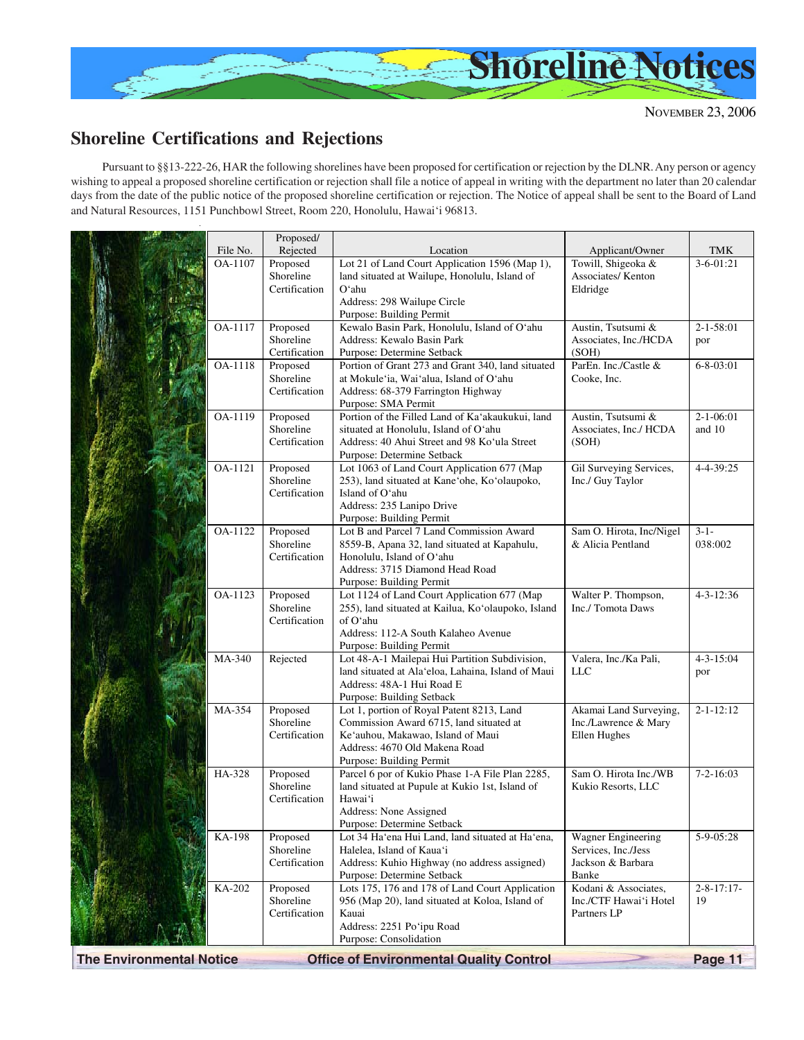## Shoreline Certifications and Rejections

Pursuant to §§13-222-26, HAR the following shorelines have been proposed for certification or rejection by the DLNR. Any person or agency wishing to appeal a proposed shoreline certification or rejection shall file a notice of appeal in writing with the department no later than 20 calendar days from the date of the public notice of the proposed shoreline certification or rejection. The Notice of appeal shall be sent to the Board of Land and Natural Resources, 1151 Punchbowl Street, Room 220, Honolulu, Hawai'i 96813.

| File No. | Proposed/ Rejected | Location | Applicant/Owner | TMK |
|---|---|---|---|---|
| OA-1107 | Proposed Shoreline Certification | Lot 21 of Land Court Application 1596 (Map 1), land situated at Wailupe, Honolulu, Island of O'ahu<br>Address: 298 Wailupe Circle<br>Purpose: Building Permit | Towill, Shigeoka & Associates/ Kenton Eldridge | 3-6-01:21 |
| OA-1117 | Proposed Shoreline Certification | Kewalo Basin Park, Honolulu, Island of O'ahu<br>Address: Kewalo Basin Park<br>Purpose: Determine Setback | Austin, Tsutsumi & Associates, Inc./HCDA (SOH) | 2-1-58:01 por |
| OA-1118 | Proposed Shoreline Certification | Portion of Grant 273 and Grant 340, land situated at Mokule'ia, Wai'alua, Island of O'ahu<br>Address: 68-379 Farrington Highway<br>Purpose: SMA Permit | ParEn. Inc./Castle & Cooke, Inc. | 6-8-03:01 |
| OA-1119 | Proposed Shoreline Certification | Portion of the Filled Land of Ka'akaukukui, land situated at Honolulu, Island of O'ahu<br>Address: 40 Ahui Street and 98 Ko'ula Street<br>Purpose: Determine Setback | Austin, Tsutsumi & Associates, Inc./ HCDA (SOH) | 2-1-06:01 and 10 |
| OA-1121 | Proposed Shoreline Certification | Lot 1063 of Land Court Application 677 (Map 253), land situated at Kane'ohe, Ko'olaupoko, Island of O'ahu<br>Address: 235 Lanipo Drive<br>Purpose: Building Permit | Gil Surveying Services, Inc./ Guy Taylor | 4-4-39:25 |
| OA-1122 | Proposed Shoreline Certification | Lot B and Parcel 7 Land Commission Award 8559-B, Apana 32, land situated at Kapahulu, Honolulu, Island of O'ahu<br>Address: 3715 Diamond Head Road<br>Purpose: Building Permit | Sam O. Hirota, Inc/Nigel & Alicia Pentland | 3-1-038:002 |
| OA-1123 | Proposed Shoreline Certification | Lot 1124 of Land Court Application 677 (Map 255), land situated at Kailua, Ko'olaupoko, Island of O'ahu<br>Address: 112-A South Kalaheo Avenue<br>Purpose: Building Permit | Walter P. Thompson, Inc./ Tomota Daws | 4-3-12:36 |
| MA-340 | Rejected | Lot 48-A-1 Mailepai Hui Partition Subdivision, land situated at Ala'eloa, Lahaina, Island of Maui<br>Address: 48A-1 Hui Road E<br>Purpose: Building Setback | Valera, Inc./Ka Pali, LLC | 4-3-15:04 por |
| MA-354 | Proposed Shoreline Certification | Lot 1, portion of Royal Patent 8213, Land Commission Award 6715, land situated at Ke'auhou, Makawao, Island of Maui<br>Address: 4670 Old Makena Road<br>Purpose: Building Permit | Akamai Land Surveying, Inc./Lawrence & Mary Ellen Hughes | 2-1-12:12 |
| HA-328 | Proposed Shoreline Certification | Parcel 6 por of Kukio Phase 1-A File Plan 2285, land situated at Pupule at Kukio 1st, Island of Hawai'i<br>Address: None Assigned<br>Purpose: Determine Setback | Sam O. Hirota Inc./WB Kukio Resorts, LLC | 7-2-16:03 |
| KA-198 | Proposed Shoreline Certification | Lot 34 Ha'ena Hui Land, land situated at Ha'ena, Halelea, Island of Kaua'i<br>Address: Kuhio Highway (no address assigned)<br>Purpose: Determine Setback | Wagner Engineering Services, Inc./Jess Jackson & Barbara Banke | 5-9-05:28 |
| KA-202 | Proposed Shoreline Certification | Lots 175, 176 and 178 of Land Court Application 956 (Map 20), land situated at Koloa, Island of Kauai<br>Address: 2251 Po'ipu Road<br>Purpose: Consolidation | Kodani & Associates, Inc./CTF Hawai'i Hotel Partners LP | 2-8-17:17-19 |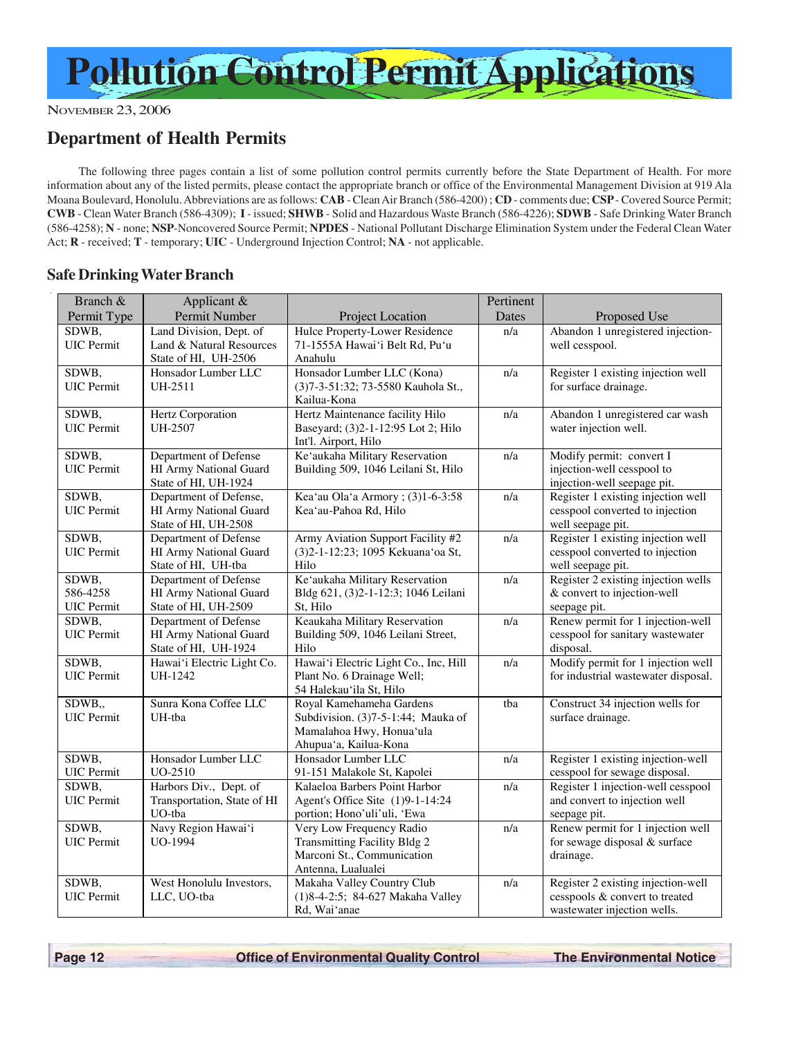# Pollution Control Permit Applications

NOVEMBER 23, 2006

## Department of Health Permits

The following three pages contain a list of some pollution control permits currently before the State Department of Health. For more information about any of the listed permits, please contact the appropriate branch or office of the Environmental Management Division at 919 Ala Moana Boulevard, Honolulu. Abbreviations are as follows: **CAB** - Clean Air Branch (586-4200) ; **CD** - comments due; **CSP** - Covered Source Permit; **CWB** - Clean Water Branch (586-4309); **I** - issued; **SHWB** - Solid and Hazardous Waste Branch (586-4226); **SDWB** - Safe Drinking Water Branch (586-4258); **N** - none; **NSP**-Noncovered Source Permit; **NPDES** - National Pollutant Discharge Elimination System under the Federal Clean Water Act; **R** - received; **T** - temporary; **UIC** - Underground Injection Control; **NA** - not applicable.

### Safe Drinking Water Branch

| Branch & Permit Type | Applicant & Permit Number | Project Location | Pertinent Dates | Proposed Use |
|---|---|---|---|---|
| SDWB, UIC Permit | Land Division, Dept. of Land & Natural Resources State of HI, UH-2506 | Hulce Property-Lower Residence 71-1555A Hawai‘i Belt Rd, Pu‘u Anahulu | n/a | Abandon 1 unregistered injection-well cesspool. |
| SDWB, UIC Permit | Honsador Lumber LLC UH-2511 | Honsador Lumber LLC (Kona) (3)7-3-51:32; 73-5580 Kauhola St., Kailua-Kona | n/a | Register 1 existing injection well for surface drainage. |
| SDWB, UIC Permit | Hertz Corporation UH-2507 | Hertz Maintenance facility Hilo Baseyard; (3)2-1-12:95 Lot 2; Hilo Int'l. Airport, Hilo | n/a | Abandon 1 unregistered car wash water injection well. |
| SDWB, UIC Permit | Department of Defense HI Army National Guard State of HI, UH-1924 | Ke‘aukaha Military Reservation Building 509, 1046 Leilani St, Hilo | n/a | Modify permit: convert I injection-well cesspool to injection-well seepage pit. |
| SDWB, UIC Permit | Department of Defense, HI Army National Guard State of HI, UH-2508 | Kea‘au Ola‘a Armory ; (3)1-6-3:58 Kea‘au-Pahoa Rd, Hilo | n/a | Register 1 existing injection well cesspool converted to injection well seepage pit. |
| SDWB, UIC Permit | Department of Defense HI Army National Guard State of HI, UH-tba | Army Aviation Support Facility #2 (3)2-1-12:23; 1095 Kekuana‘oa St, Hilo | n/a | Register 1 existing injection well cesspool converted to injection well seepage pit. |
| SDWB, 586-4258 UIC Permit | Department of Defense HI Army National Guard State of HI, UH-2509 | Ke‘aukaha Military Reservation Bldg 621, (3)2-1-12:3; 1046 Leilani St, Hilo | n/a | Register 2 existing injection wells & convert to injection-well seepage pit. |
| SDWB, UIC Permit | Department of Defense HI Army National Guard State of HI, UH-1924 | Keaukaha Military Reservation Building 509, 1046 Leilani Street, Hilo | n/a | Renew permit for 1 injection-well cesspool for sanitary wastewater disposal. |
| SDWB, UIC Permit | Hawai‘i Electric Light Co. UH-1242 | Hawai‘i Electric Light Co., Inc, Hill Plant No. 6 Drainage Well; 54 Halekau‘ila St, Hilo | n/a | Modify permit for 1 injection well for industrial wastewater disposal. |
| SDWB,, UIC Permit | Sunra Kona Coffee LLC UH-tba | Royal Kamehameha Gardens Subdivision. (3)7-5-1:44; Mauka of Mamalahoa Hwy, Honua‘ula Ahupua‘a, Kailua-Kona | tba | Construct 34 injection wells for surface drainage. |
| SDWB, UIC Permit | Honsador Lumber LLC UO-2510 | Honsador Lumber LLC 91-151 Malakole St, Kapolei | n/a | Register 1 existing injection-well cesspool for sewage disposal. |
| SDWB, UIC Permit | Harbors Div., Dept. of Transportation, State of HI UO-tba | Kalaeloa Barbers Point Harbor Agent's Office Site (1)9-1-14:24 portion; Hono’uli’uli, ‘Ewa | n/a | Register 1 injection-well cesspool and convert to injection well seepage pit. |
| SDWB, UIC Permit | Navy Region Hawai‘i UO-1994 | Very Low Frequency Radio Transmitting Facility Bldg 2 Marconi St., Communication Antenna, Lualualei | n/a | Renew permit for 1 injection well for sewage disposal & surface drainage. |
| SDWB, UIC Permit | West Honolulu Investors, LLC, UO-tba | Makaha Valley Country Club (1)8-4-2:5; 84-627 Makaha Valley Rd, Wai‘anae | n/a | Register 2 existing injection-well cesspools & convert to treated wastewater injection wells. |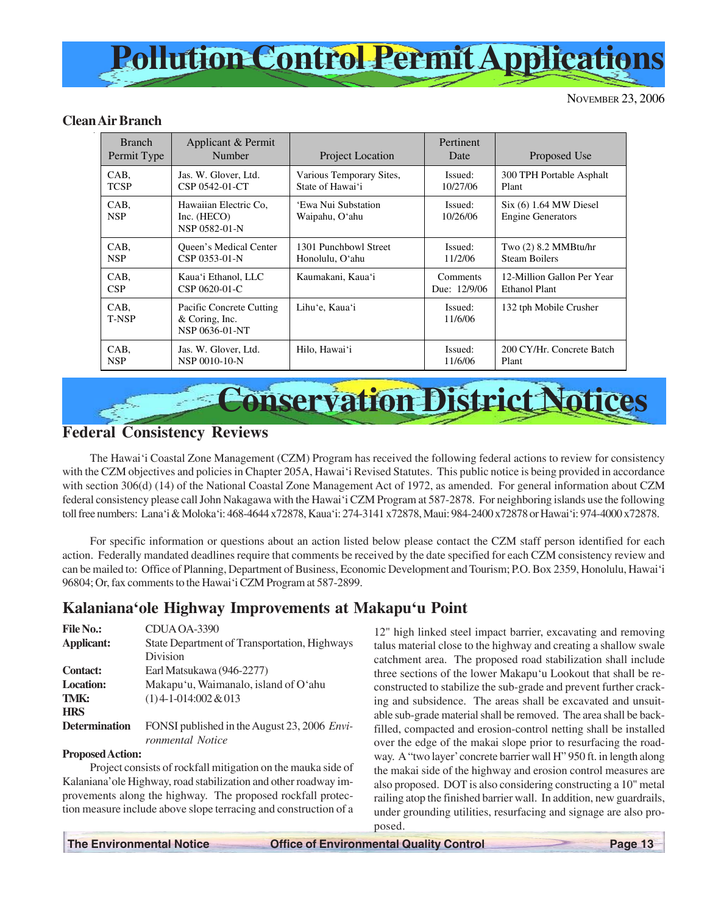# Pollution Control Permit Applications

NOVEMBER 23, 2006

### Clean Air Branch

| Branch Permit Type | Applicant & Permit Number | Project Location | Pertinent Date | Proposed Use |
|---|---|---|---|---|
| CAB, TCSP | Jas. W. Glover, Ltd. CSP 0542-01-CT | Various Temporary Sites, State of Hawai'i | Issued: 10/27/06 | 300 TPH Portable Asphalt Plant |
| CAB, NSP | Hawaiian Electric Co, Inc. (HECO) NSP 0582-01-N | 'Ewa Nui Substation Waipahu, O'ahu | Issued: 10/26/06 | Six (6) 1.64 MW Diesel Engine Generators |
| CAB, NSP | Queen's Medical Center CSP 0353-01-N | 1301 Punchbowl Street Honolulu, O'ahu | Issued: 11/2/06 | Two (2) 8.2 MMBtu/hr Steam Boilers |
| CAB, CSP | Kaua'i Ethanol, LLC CSP 0620-01-C | Kaumakani, Kaua'i | Comments Due: 12/9/06 | 12-Million Gallon Per Year Ethanol Plant |
| CAB, T-NSP | Pacific Concrete Cutting & Coring, Inc. NSP 0636-01-NT | Lihu'e, Kaua'i | Issued: 11/6/06 | 132 tph Mobile Crusher |
| CAB, NSP | Jas. W. Glover, Ltd. NSP 0010-10-N | Hilo, Hawai'i | Issued: 11/6/06 | 200 CY/Hr. Concrete Batch Plant |

# Conservation District Notices

## Federal Consistency Reviews

The Hawai'i Coastal Zone Management (CZM) Program has received the following federal actions to review for consistency with the CZM objectives and policies in Chapter 205A, Hawai'i Revised Statutes. This public notice is being provided in accordance with section 306(d) (14) of the National Coastal Zone Management Act of 1972, as amended. For general information about CZM federal consistency please call John Nakagawa with the Hawai'i CZM Program at 587-2878. For neighboring islands use the following toll free numbers: Lana'i & Moloka'i: 468-4644 x72878, Kaua'i: 274-3141 x72878, Maui: 984-2400 x72878 or Hawai'i: 974-4000 x72878.

For specific information or questions about an action listed below please contact the CZM staff person identified for each action. Federally mandated deadlines require that comments be received by the date specified for each CZM consistency review and can be mailed to: Office of Planning, Department of Business, Economic Development and Tourism; P.O. Box 2359, Honolulu, Hawai'i 96804; Or, fax comments to the Hawai'i CZM Program at 587-2899.

## Kalaniana'ole Highway Improvements at Makapu'u Point

**File No.:** CDUA OA-3390
**Applicant:** State Department of Transportation, Highways Division
**Contact:** Earl Matsukawa (946-2277)
**Location:** Makapu'u, Waimanalo, island of O'ahu
**TMK:** (1) 4-1-014:002 & 013
**HRS Determination** FONSI published in the August 23, 2006 *Environmental Notice*

**Proposed Action:**

Project consists of rockfall mitigation on the mauka side of Kalaniana'ole Highway, road stabilization and other roadway improvements along the highway. The proposed rockfall protection measure include above slope terracing and construction of a 12" high linked steel impact barrier, excavating and removing talus material close to the highway and creating a shallow swale catchment area. The proposed road stabilization shall include three sections of the lower Makapu'u Lookout that shall be reconstructed to stabilize the sub-grade and prevent further cracking and subsidence. The areas shall be excavated and unsuitable sub-grade material shall be removed. The area shall be backfilled, compacted and erosion-control netting shall be installed over the edge of the makai slope prior to resurfacing the roadway. A "two layer' concrete barrier wall H" 950 ft. in length along the makai side of the highway and erosion control measures are also proposed. DOT is also considering constructing a 10" metal railing atop the finished barrier wall. In addition, new guardrails, under grounding utilities, resurfacing and signage are also proposed.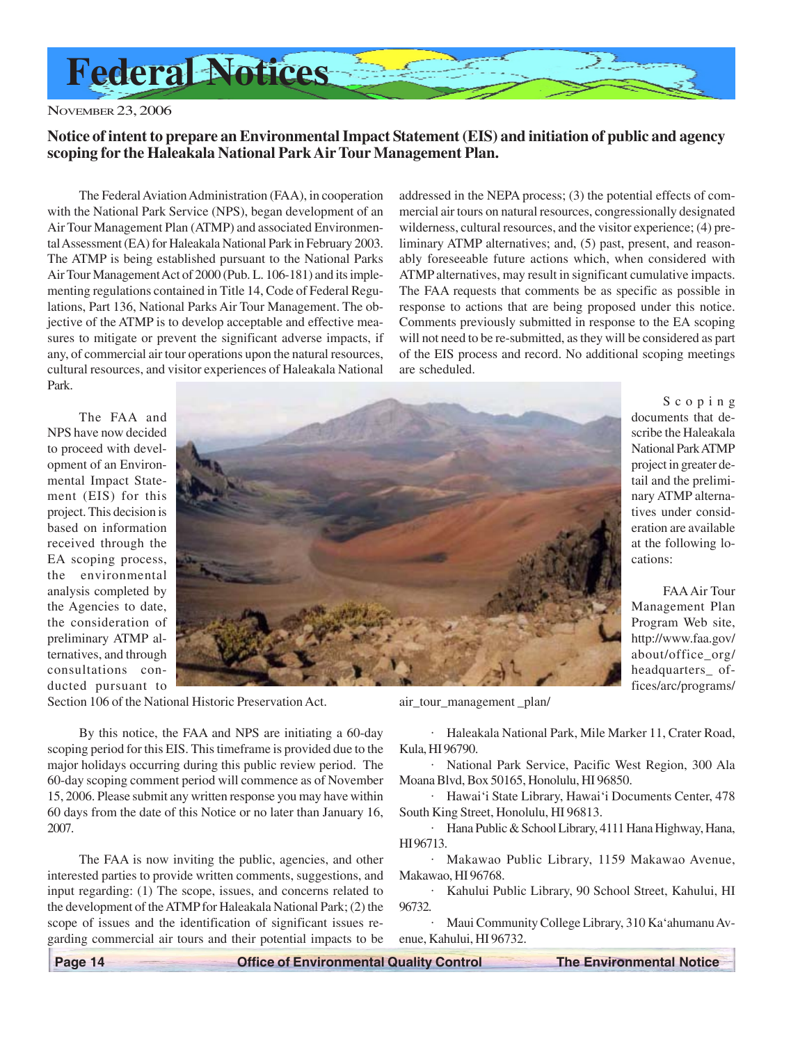# Federal Notices

November 23, 2006

## Notice of intent to prepare an Environmental Impact Statement (EIS) and initiation of public and agency scoping for the Haleakala National Park Air Tour Management Plan.

The Federal Aviation Administration (FAA), in cooperation with the National Park Service (NPS), began development of an Air Tour Management Plan (ATMP) and associated Environmental Assessment (EA) for Haleakala National Park in February 2003. The ATMP is being established pursuant to the National Parks Air Tour Management Act of 2000 (Pub. L. 106-181) and its implementing regulations contained in Title 14, Code of Federal Regulations, Part 136, National Parks Air Tour Management. The objective of the ATMP is to develop acceptable and effective measures to mitigate or prevent the significant adverse impacts, if any, of commercial air tour operations upon the natural resources, cultural resources, and visitor experiences of Haleakala National Park.

The FAA and NPS have now decided to proceed with development of an Environmental Impact Statement (EIS) for this project. This decision is based on information received through the EA scoping process, the environmental analysis completed by the Agencies to date, the consideration of preliminary ATMP alternatives, and through consultations conducted pursuant to Section 106 of the National Historic Preservation Act.

By this notice, the FAA and NPS are initiating a 60-day scoping period for this EIS. This timeframe is provided due to the major holidays occurring during this public review period. The 60-day scoping comment period will commence as of November 15, 2006. Please submit any written response you may have within 60 days from the date of this Notice or no later than January 16, 2007.

The FAA is now inviting the public, agencies, and other interested parties to provide written comments, suggestions, and input regarding: (1) The scope, issues, and concerns related to the development of the ATMP for Haleakala National Park; (2) the scope of issues and the identification of significant issues regarding commercial air tours and their potential impacts to be addressed in the NEPA process; (3) the potential effects of commercial air tours on natural resources, congressionally designated wilderness, cultural resources, and the visitor experience; (4) preliminary ATMP alternatives; and, (5) past, present, and reasonably foreseeable future actions which, when considered with ATMP alternatives, may result in significant cumulative impacts. The FAA requests that comments be as specific as possible in response to actions that are being proposed under this notice. Comments previously submitted in response to the EA scoping will not need to be re-submitted, as they will be considered as part of the EIS process and record. No additional scoping meetings are scheduled.

Scoping documents that describe the Haleakala National Park ATMP project in greater detail and the preliminary ATMP alternatives under consideration are available at the following locations:

FAA Air Tour Management Plan Program Web site, http://www.faa.gov/about/office_org/headquarters_offices/arc/programs/air_tour_management_plan/

- Haleakala National Park, Mile Marker 11, Crater Road, Kula, HI 96790.
- National Park Service, Pacific West Region, 300 Ala Moana Blvd, Box 50165, Honolulu, HI 96850.
- Hawai'i State Library, Hawai'i Documents Center, 478 South King Street, Honolulu, HI 96813.
- Hana Public & School Library, 4111 Hana Highway, Hana, HI 96713.
- Makawao Public Library, 1159 Makawao Avenue, Makawao, HI 96768.
- Kahului Public Library, 90 School Street, Kahului, HI 96732.
- Maui Community College Library, 310 Ka'ahumanu Avenue, Kahului, HI 96732.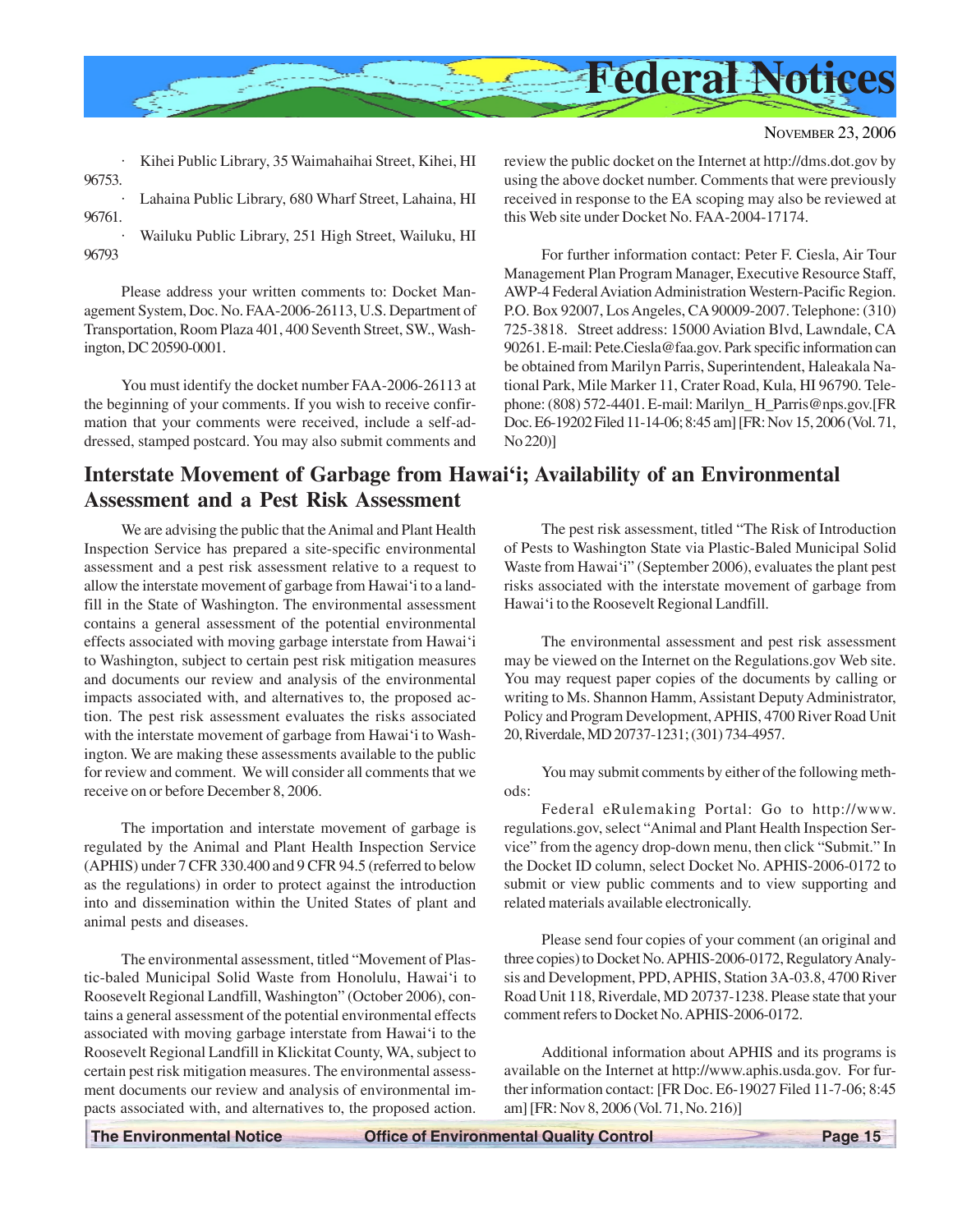· Kihei Public Library, 35 Waimahaihai Street, Kihei, HI 96753.

· Lahaina Public Library, 680 Wharf Street, Lahaina, HI 96761.

· Wailuku Public Library, 251 High Street, Wailuku, HI 96793

Please address your written comments to: Docket Management System, Doc. No. FAA-2006-26113, U.S. Department of Transportation, Room Plaza 401, 400 Seventh Street, SW., Washington, DC 20590-0001.

You must identify the docket number FAA-2006-26113 at the beginning of your comments. If you wish to receive confirmation that your comments were received, include a self-addressed, stamped postcard. You may also submit comments and review the public docket on the Internet at http://dms.dot.gov by using the above docket number. Comments that were previously received in response to the EA scoping may also be reviewed at this Web site under Docket No. FAA-2004-17174.

For further information contact: Peter F. Ciesla, Air Tour Management Plan Program Manager, Executive Resource Staff, AWP-4 Federal Aviation Administration Western-Pacific Region. P.O. Box 92007, Los Angeles, CA 90009-2007. Telephone: (310) 725-3818. Street address: 15000 Aviation Blvd, Lawndale, CA 90261. E-mail: Pete.Ciesla@faa.gov. Park specific information can be obtained from Marilyn Parris, Superintendent, Haleakala National Park, Mile Marker 11, Crater Road, Kula, HI 96790. Telephone: (808) 572-4401. E-mail: Marilyn_ H_Parris@nps.gov.[FR Doc. E6-19202 Filed 11-14-06; 8:45 am] [FR: Nov 15, 2006 (Vol. 71, No 220)]

## Interstate Movement of Garbage from Hawai'i; Availability of an Environmental Assessment and a Pest Risk Assessment

We are advising the public that the Animal and Plant Health Inspection Service has prepared a site-specific environmental assessment and a pest risk assessment relative to a request to allow the interstate movement of garbage from Hawai'i to a landfill in the State of Washington. The environmental assessment contains a general assessment of the potential environmental effects associated with moving garbage interstate from Hawai'i to Washington, subject to certain pest risk mitigation measures and documents our review and analysis of the environmental impacts associated with, and alternatives to, the proposed action. The pest risk assessment evaluates the risks associated with the interstate movement of garbage from Hawai'i to Washington. We are making these assessments available to the public for review and comment. We will consider all comments that we receive on or before December 8, 2006.

The importation and interstate movement of garbage is regulated by the Animal and Plant Health Inspection Service (APHIS) under 7 CFR 330.400 and 9 CFR 94.5 (referred to below as the regulations) in order to protect against the introduction into and dissemination within the United States of plant and animal pests and diseases.

The environmental assessment, titled "Movement of Plastic-baled Municipal Solid Waste from Honolulu, Hawai'i to Roosevelt Regional Landfill, Washington" (October 2006), contains a general assessment of the potential environmental effects associated with moving garbage interstate from Hawai'i to the Roosevelt Regional Landfill in Klickitat County, WA, subject to certain pest risk mitigation measures. The environmental assessment documents our review and analysis of environmental impacts associated with, and alternatives to, the proposed action.

The pest risk assessment, titled "The Risk of Introduction of Pests to Washington State via Plastic-Baled Municipal Solid Waste from Hawai'i" (September 2006), evaluates the plant pest risks associated with the interstate movement of garbage from Hawai'i to the Roosevelt Regional Landfill.

The environmental assessment and pest risk assessment may be viewed on the Internet on the Regulations.gov Web site. You may request paper copies of the documents by calling or writing to Ms. Shannon Hamm, Assistant Deputy Administrator, Policy and Program Development, APHIS, 4700 River Road Unit 20, Riverdale, MD 20737-1231; (301) 734-4957.

You may submit comments by either of the following methods:

Federal eRulemaking Portal: Go to http://www.regulations.gov, select "Animal and Plant Health Inspection Service" from the agency drop-down menu, then click "Submit." In the Docket ID column, select Docket No. APHIS-2006-0172 to submit or view public comments and to view supporting and related materials available electronically.

Please send four copies of your comment (an original and three copies) to Docket No. APHIS-2006-0172, Regulatory Analysis and Development, PPD, APHIS, Station 3A-03.8, 4700 River Road Unit 118, Riverdale, MD 20737-1238. Please state that your comment refers to Docket No. APHIS-2006-0172.

Additional information about APHIS and its programs is available on the Internet at http://www.aphis.usda.gov. For further information contact: [FR Doc. E6-19027 Filed 11-7-06; 8:45 am] [FR: Nov 8, 2006 (Vol. 71, No. 216)]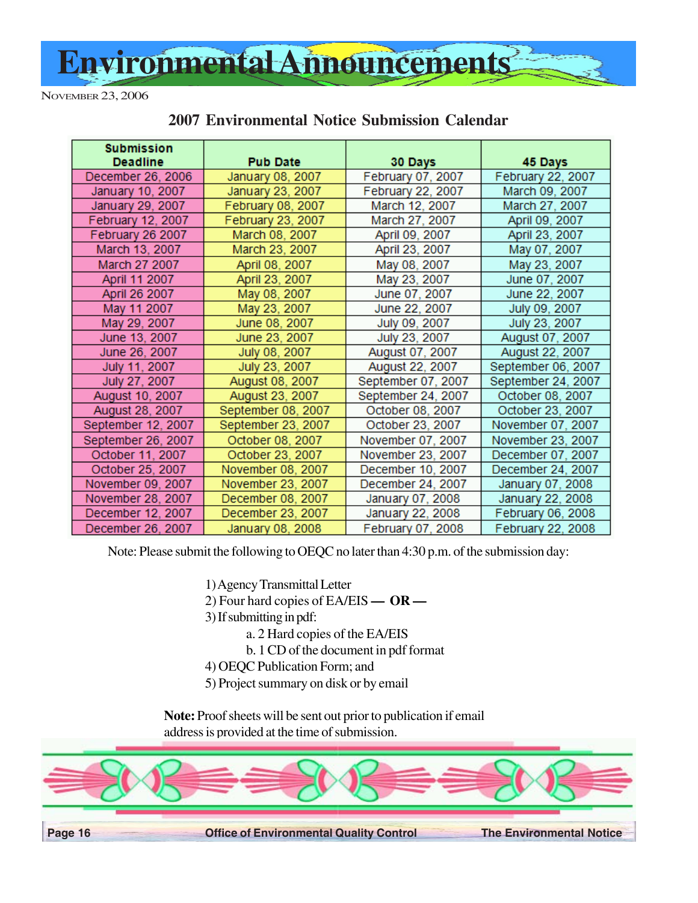# Environmental Announcements

November 23, 2006

## 2007 Environmental Notice Submission Calendar

| Submission Deadline | Pub Date | 30 Days | 45 Days |
|---|---|---|---|
| December 26, 2006 | January 08, 2007 | February 07, 2007 | February 22, 2007 |
| January 10, 2007 | January 23, 2007 | February 22, 2007 | March 09, 2007 |
| January 29, 2007 | February 08, 2007 | March 12, 2007 | March 27, 2007 |
| February 12, 2007 | February 23, 2007 | March 27, 2007 | April 09, 2007 |
| February 26 2007 | March 08, 2007 | April 09, 2007 | April 23, 2007 |
| March 13, 2007 | March 23, 2007 | April 23, 2007 | May 07, 2007 |
| March 27 2007 | April 08, 2007 | May 08, 2007 | May 23, 2007 |
| April 11 2007 | April 23, 2007 | May 23, 2007 | June 07, 2007 |
| April 26 2007 | May 08, 2007 | June 07, 2007 | June 22, 2007 |
| May 11 2007 | May 23, 2007 | June 22, 2007 | July 09, 2007 |
| May 29, 2007 | June 08, 2007 | July 09, 2007 | July 23, 2007 |
| June 13, 2007 | June 23, 2007 | July 23, 2007 | August 07, 2007 |
| June 26, 2007 | July 08, 2007 | August 07, 2007 | August 22, 2007 |
| July 11, 2007 | July 23, 2007 | August 22, 2007 | September 06, 2007 |
| July 27, 2007 | August 08, 2007 | September 07, 2007 | September 24, 2007 |
| August 10, 2007 | August 23, 2007 | September 24, 2007 | October 08, 2007 |
| August 28, 2007 | September 08, 2007 | October 08, 2007 | October 23, 2007 |
| September 12, 2007 | September 23, 2007 | October 23, 2007 | November 07, 2007 |
| September 26, 2007 | October 08, 2007 | November 07, 2007 | November 23, 2007 |
| October 11, 2007 | October 23, 2007 | November 23, 2007 | December 07, 2007 |
| October 25, 2007 | November 08, 2007 | December 10, 2007 | December 24, 2007 |
| November 09, 2007 | November 23, 2007 | December 24, 2007 | January 07, 2008 |
| November 28, 2007 | December 08, 2007 | January 07, 2008 | January 22, 2008 |
| December 12, 2007 | December 23, 2007 | January 22, 2008 | February 06, 2008 |
| December 26, 2007 | January 08, 2008 | February 07, 2008 | February 22, 2008 |

Note: Please submit the following to OEQC no later than 4:30 p.m. of the submission day:

1) Agency Transmittal Letter
2) Four hard copies of EA/EIS **— OR —**
3) If submitting in pdf:
   a. 2 Hard copies of the EA/EIS
   b. 1 CD of the document in pdf format
4) OEQC Publication Form; and
5) Project summary on disk or by email

**Note:** Proof sheets will be sent out prior to publication if email address is provided at the time of submission.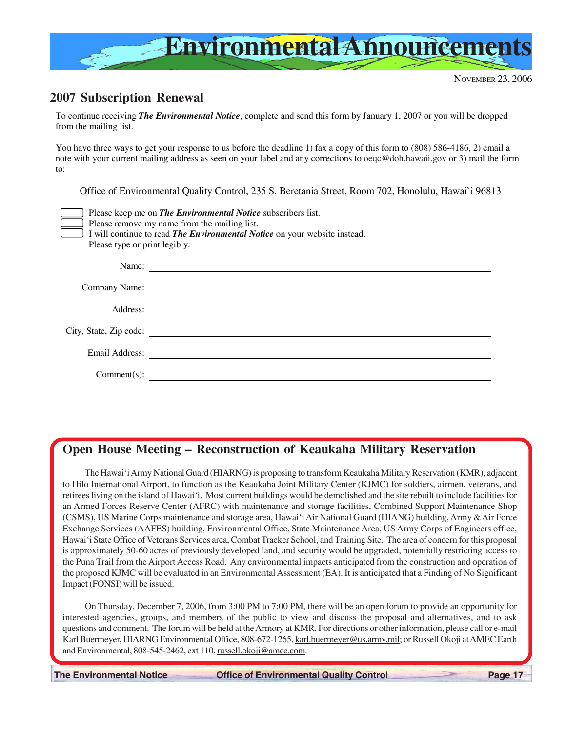# Environmental Announcements

NOVEMBER 23, 2006

## 2007 Subscription Renewal

To continue receiving ***The Environmental Notice***, complete and send this form by January 1, 2007 or you will be dropped from the mailing list.

You have three ways to get your response to us before the deadline 1) fax a copy of this form to (808) 586-4186, 2) email a note with your current mailing address as seen on your label and any corrections to oeqc@doh.hawaii.gov or 3) mail the form to:

Office of Environmental Quality Control, 235 S. Beretania Street, Room 702, Honolulu, Hawai`i 96813

- [ ] Please keep me on ***The Environmental Notice*** subscribers list.
- [ ] Please remove my name from the mailing list.
- [ ] I will continue to read ***The Environmental Notice*** on your website instead.

Please type or print legibly.

Name: \_\_\_\_\_\_\_\_\_\_\_\_\_\_\_\_\_\_\_\_\_\_\_\_\_\_\_\_\_\_

Company Name: \_\_\_\_\_\_\_\_\_\_\_\_\_\_\_\_\_\_\_\_\_\_\_\_\_\_\_\_\_\_

Address: \_\_\_\_\_\_\_\_\_\_\_\_\_\_\_\_\_\_\_\_\_\_\_\_\_\_\_\_\_\_

City, State, Zip code: \_\_\_\_\_\_\_\_\_\_\_\_\_\_\_\_\_\_\_\_\_\_\_\_\_\_\_\_\_\_

Email Address: \_\_\_\_\_\_\_\_\_\_\_\_\_\_\_\_\_\_\_\_\_\_\_\_\_\_\_\_\_\_

Comment(s): \_\_\_\_\_\_\_\_\_\_\_\_\_\_\_\_\_\_\_\_\_\_\_\_\_\_\_\_\_\_

## Open House Meeting – Reconstruction of Keaukaha Military Reservation

The Hawai'i Army National Guard (HIARNG) is proposing to transform Keaukaha Military Reservation (KMR), adjacent to Hilo International Airport, to function as the Keaukaha Joint Military Center (KJMC) for soldiers, airmen, veterans, and retirees living on the island of Hawai'i. Most current buildings would be demolished and the site rebuilt to include facilities for an Armed Forces Reserve Center (AFRC) with maintenance and storage facilities, Combined Support Maintenance Shop (CSMS), US Marine Corps maintenance and storage area, Hawai'i Air National Guard (HIANG) building, Army & Air Force Exchange Services (AAFES) building, Environmental Office, State Maintenance Area, US Army Corps of Engineers office, Hawai'i State Office of Veterans Services area, Combat Tracker School, and Training Site. The area of concern for this proposal is approximately 50-60 acres of previously developed land, and security would be upgraded, potentially restricting access to the Puna Trail from the Airport Access Road. Any environmental impacts anticipated from the construction and operation of the proposed KJMC will be evaluated in an Environmental Assessment (EA). It is anticipated that a Finding of No Significant Impact (FONSI) will be issued.

On Thursday, December 7, 2006, from 3:00 PM to 7:00 PM, there will be an open forum to provide an opportunity for interested agencies, groups, and members of the public to view and discuss the proposal and alternatives, and to ask questions and comment. The forum will be held at the Armory at KMR. For directions or other information, please call or e-mail Karl Buermeyer, HIARNG Environmental Office, 808-672-1265, karl.buermeyer@us.army.mil; or Russell Okoji at AMEC Earth and Environmental, 808-545-2462, ext 110, russell.okoji@amec.com.